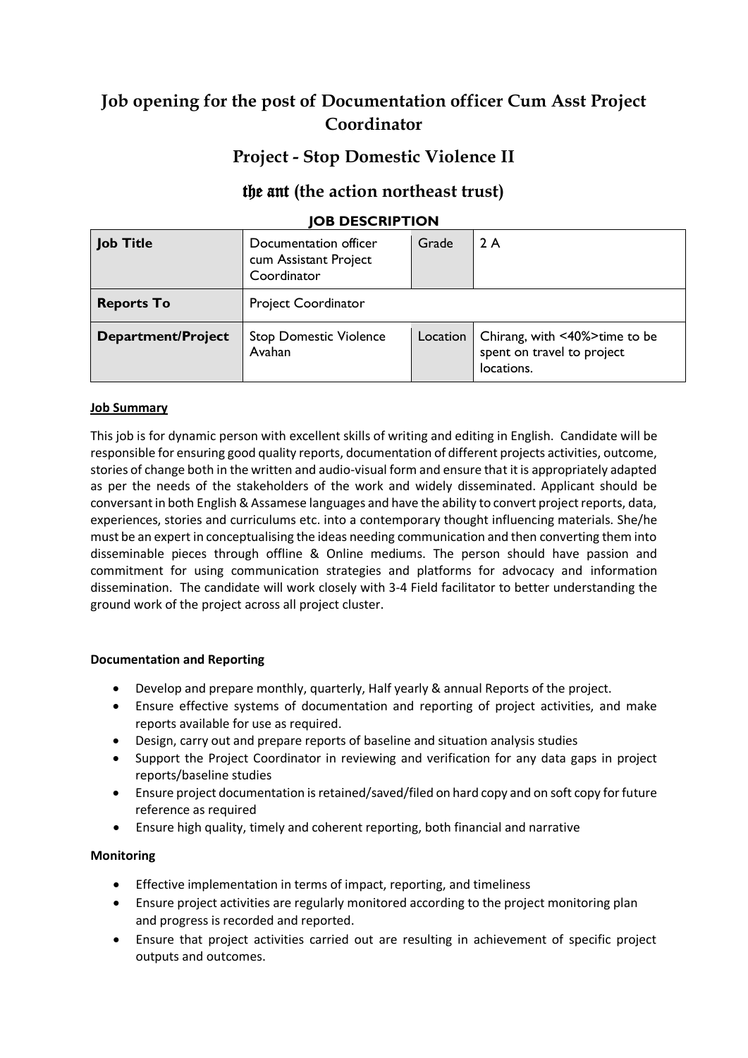# Job opening for the post of Documentation officer Cum Asst Project Coordinator

## Project - Stop Domestic Violence II

## the ant (the action northeast trust)

### JOB DESCRIPTION

| **Job Title** | Documentation officer cum Assistant Project Coordinator | Grade | 2 A |
|---|---|---|---|
| **Reports To** | Project Coordinator | | |
| **Department/Project** | Stop Domestic Violence Avahan | Location | Chirang, with <40%>time to be spent on travel to project locations. |

**Job Summary**

This job is for dynamic person with excellent skills of writing and editing in English. Candidate will be responsible for ensuring good quality reports, documentation of different projects activities, outcome, stories of change both in the written and audio-visual form and ensure that it is appropriately adapted as per the needs of the stakeholders of the work and widely disseminated. Applicant should be conversant in both English & Assamese languages and have the ability to convert project reports, data, experiences, stories and curriculums etc. into a contemporary thought influencing materials. She/he must be an expert in conceptualising the ideas needing communication and then converting them into disseminable pieces through offline & Online mediums. The person should have passion and commitment for using communication strategies and platforms for advocacy and information dissemination. The candidate will work closely with 3-4 Field facilitator to better understanding the ground work of the project across all project cluster.

**Documentation and Reporting**

- Develop and prepare monthly, quarterly, Half yearly & annual Reports of the project.
- Ensure effective systems of documentation and reporting of project activities, and make reports available for use as required.
- Design, carry out and prepare reports of baseline and situation analysis studies
- Support the Project Coordinator in reviewing and verification for any data gaps in project reports/baseline studies
- Ensure project documentation is retained/saved/filed on hard copy and on soft copy for future reference as required
- Ensure high quality, timely and coherent reporting, both financial and narrative

**Monitoring**

- Effective implementation in terms of impact, reporting, and timeliness
- Ensure project activities are regularly monitored according to the project monitoring plan and progress is recorded and reported.
- Ensure that project activities carried out are resulting in achievement of specific project outputs and outcomes.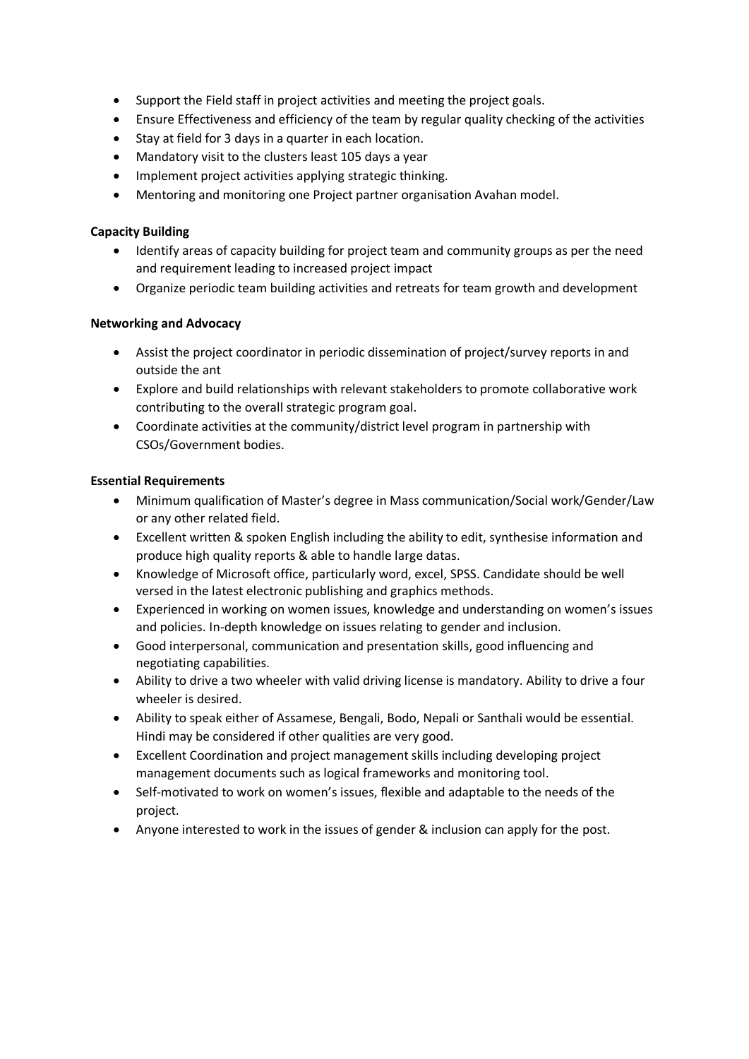- Support the Field staff in project activities and meeting the project goals.
- Ensure Effectiveness and efficiency of the team by regular quality checking of the activities
- Stay at field for 3 days in a quarter in each location.
- Mandatory visit to the clusters least 105 days a year
- Implement project activities applying strategic thinking.
- Mentoring and monitoring one Project partner organisation Avahan model.

**Capacity Building**

- Identify areas of capacity building for project team and community groups as per the need and requirement leading to increased project impact
- Organize periodic team building activities and retreats for team growth and development

**Networking and Advocacy**

- Assist the project coordinator in periodic dissemination of project/survey reports in and outside the ant
- Explore and build relationships with relevant stakeholders to promote collaborative work contributing to the overall strategic program goal.
- Coordinate activities at the community/district level program in partnership with CSOs/Government bodies.

**Essential Requirements**

- Minimum qualification of Master's degree in Mass communication/Social work/Gender/Law or any other related field.
- Excellent written & spoken English including the ability to edit, synthesise information and produce high quality reports & able to handle large datas.
- Knowledge of Microsoft office, particularly word, excel, SPSS. Candidate should be well versed in the latest electronic publishing and graphics methods.
- Experienced in working on women issues, knowledge and understanding on women's issues and policies. In-depth knowledge on issues relating to gender and inclusion.
- Good interpersonal, communication and presentation skills, good influencing and negotiating capabilities.
- Ability to drive a two wheeler with valid driving license is mandatory. Ability to drive a four wheeler is desired.
- Ability to speak either of Assamese, Bengali, Bodo, Nepali or Santhali would be essential. Hindi may be considered if other qualities are very good.
- Excellent Coordination and project management skills including developing project management documents such as logical frameworks and monitoring tool.
- Self-motivated to work on women's issues, flexible and adaptable to the needs of the project.
- Anyone interested to work in the issues of gender & inclusion can apply for the post.